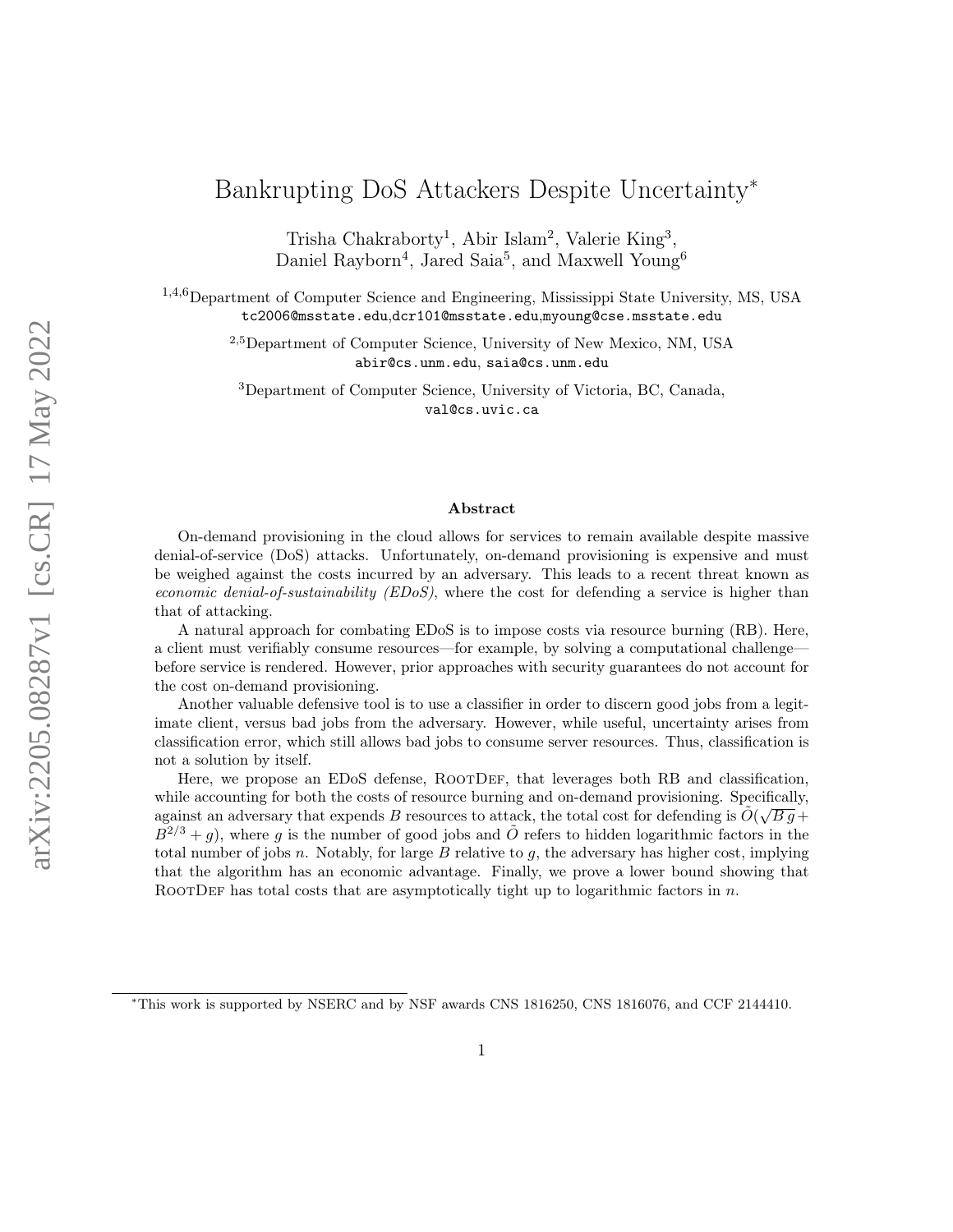# Bankrupting DoS Attackers Despite Uncertainty*

Trisha Chakraborty[1], Abir Islam[2], Valerie King[3], Daniel Rayborn[4], Jared Saia[5], and Maxwell Young[6]

[1,4,6]Department of Computer Science and Engineering, Mississippi State University, MS, USA
tc2006@msstate.edu,dcr101@msstate.edu,myoung@cse.msstate.edu

[2,5]Department of Computer Science, University of New Mexico, NM, USA
abir@cs.unm.edu, saia@cs.unm.edu

[3]Department of Computer Science, University of Victoria, BC, Canada,
val@cs.uvic.ca

### Abstract

On-demand provisioning in the cloud allows for services to remain available despite massive denial-of-service (DoS) attacks. Unfortunately, on-demand provisioning is expensive and must be weighed against the costs incurred by an adversary. This leads to a recent threat known as *economic denial-of-sustainability (EDoS)*, where the cost for defending a service is higher than that of attacking.

A natural approach for combating EDoS is to impose costs via resource burning (RB). Here, a client must verifiably consume resources—for example, by solving a computational challenge—before service is rendered. However, prior approaches with security guarantees do not account for the cost on-demand provisioning.

Another valuable defensive tool is to use a classifier in order to discern good jobs from a legitimate client, versus bad jobs from the adversary. However, while useful, uncertainty arises from classification error, which still allows bad jobs to consume server resources. Thus, classification is not a solution by itself.

Here, we propose an EDoS defense, RootDef, that leverages both RB and classification, while accounting for both the costs of resource burning and on-demand provisioning. Specifically, against an adversary that expends $B$ resources to attack, the total cost for defending is $\tilde{O}(\sqrt{B\,g} + B^{2/3} + g)$, where $g$ is the number of good jobs and $\tilde{O}$ refers to hidden logarithmic factors in the total number of jobs $n$. Notably, for large $B$ relative to $g$, the adversary has higher cost, implying that the algorithm has an economic advantage. Finally, we prove a lower bound showing that RootDef has total costs that are asymptotically tight up to logarithmic factors in $n$.

*This work is supported by NSERC and by NSF awards CNS 1816250, CNS 1816076, and CCF 2144410.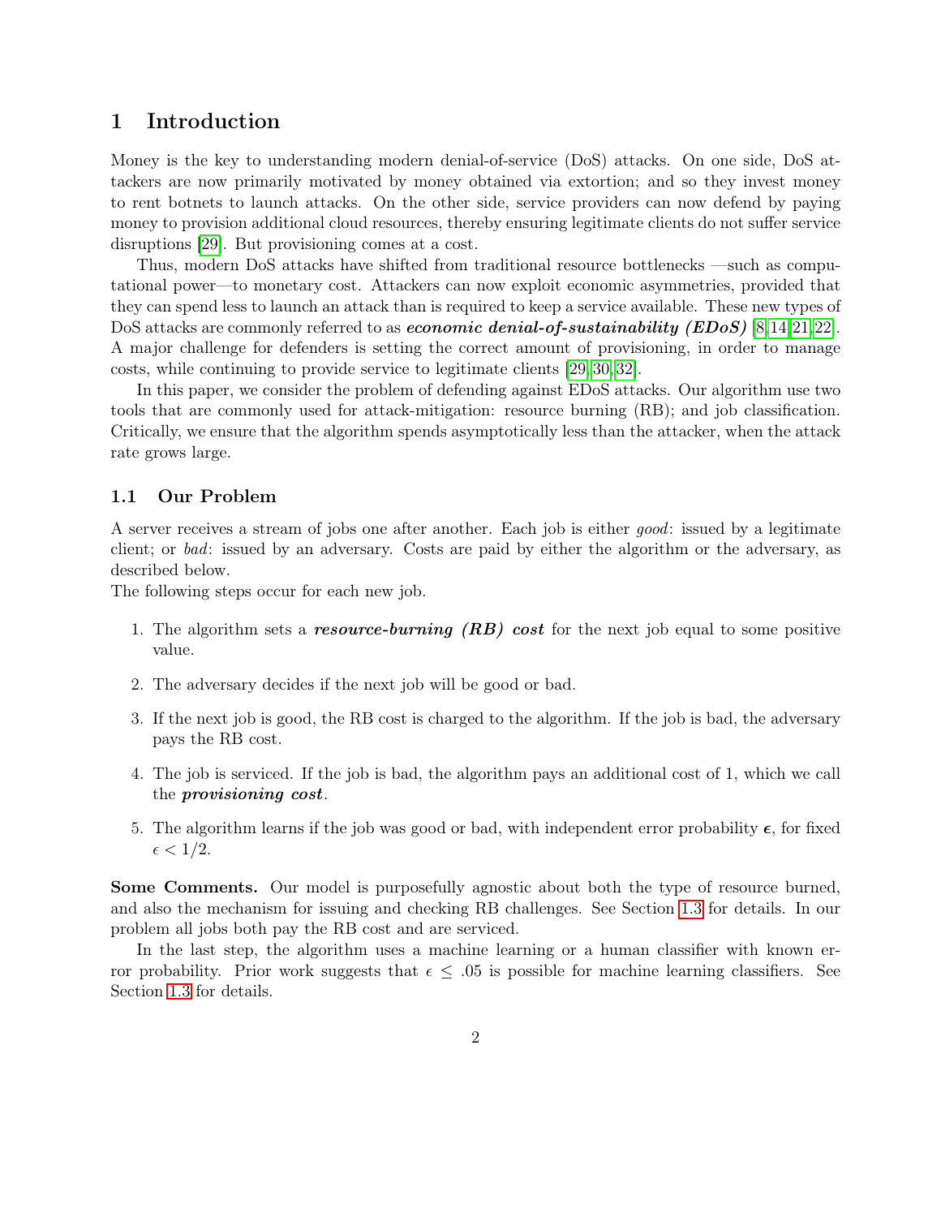# 1 Introduction

Money is the key to understanding modern denial-of-service (DoS) attacks. On one side, DoS attackers are now primarily motivated by money obtained via extortion; and so they invest money to rent botnets to launch attacks. On the other side, service providers can now defend by paying money to provision additional cloud resources, thereby ensuring legitimate clients do not suffer service disruptions [29]. But provisioning comes at a cost.

Thus, modern DoS attacks have shifted from traditional resource bottlenecks —such as computational power—to monetary cost. Attackers can now exploit economic asymmetries, provided that they can spend less to launch an attack than is required to keep a service available. These new types of DoS attacks are commonly referred to as ***economic denial-of-sustainability (EDoS)*** [8,14,21,22]. A major challenge for defenders is setting the correct amount of provisioning, in order to manage costs, while continuing to provide service to legitimate clients [29,30,32].

In this paper, we consider the problem of defending against EDoS attacks. Our algorithm use two tools that are commonly used for attack-mitigation: resource burning (RB); and job classification. Critically, we ensure that the algorithm spends asymptotically less than the attacker, when the attack rate grows large.

## 1.1 Our Problem

A server receives a stream of jobs one after another. Each job is either *good*: issued by a legitimate client; or *bad*: issued by an adversary. Costs are paid by either the algorithm or the adversary, as described below.

The following steps occur for each new job.

1. The algorithm sets a ***resource-burning (RB) cost*** for the next job equal to some positive value.
2. The adversary decides if the next job will be good or bad.
3. If the next job is good, the RB cost is charged to the algorithm. If the job is bad, the adversary pays the RB cost.
4. The job is serviced. If the job is bad, the algorithm pays an additional cost of 1, which we call the ***provisioning cost***.
5. The algorithm learns if the job was good or bad, with independent error probability $\boldsymbol{\epsilon}$, for fixed $\epsilon < 1/2$.

**Some Comments.** Our model is purposefully agnostic about both the type of resource burned, and also the mechanism for issuing and checking RB challenges. See Section 1.3 for details. In our problem all jobs both pay the RB cost and are serviced.

In the last step, the algorithm uses a machine learning or a human classifier with known error probability. Prior work suggests that $\epsilon \leq .05$ is possible for machine learning classifiers. See Section 1.3 for details.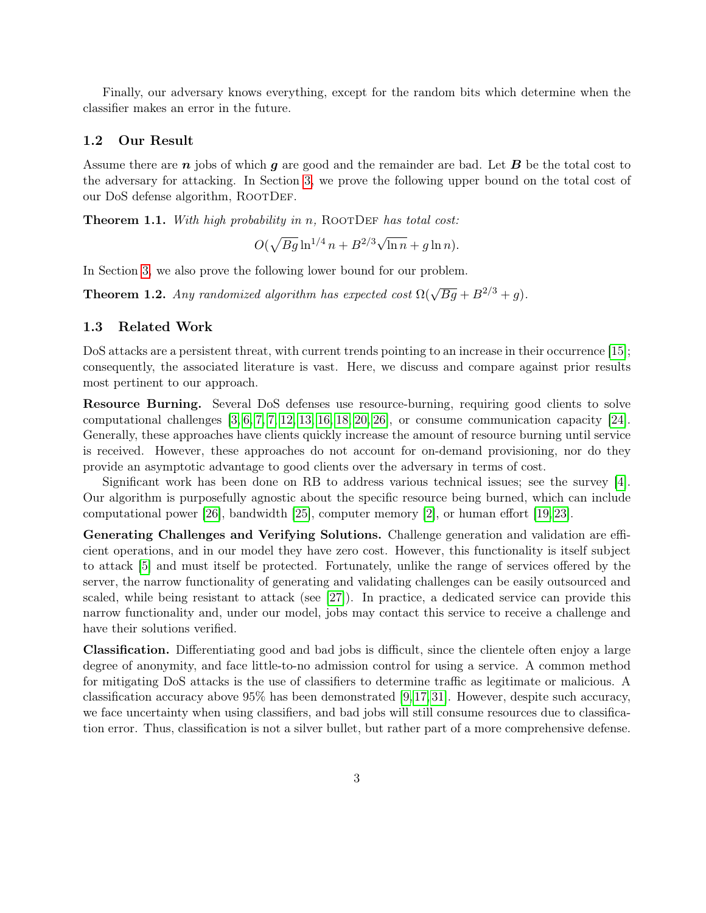Finally, our adversary knows everything, except for the random bits which determine when the classifier makes an error in the future.

### 1.2 Our Result

Assume there are $\boldsymbol{n}$ jobs of which $\boldsymbol{g}$ are good and the remainder are bad. Let $\boldsymbol{B}$ be the total cost to the adversary for attacking. In Section 3, we prove the following upper bound on the total cost of our DoS defense algorithm, RootDef.

**Theorem 1.1.** *With high probability in $n$,* RootDef *has total cost:*

$$O(\sqrt{Bg}\ln^{1/4} n + B^{2/3}\sqrt{\ln n} + g \ln n).$$

In Section 3, we also prove the following lower bound for our problem.

**Theorem 1.2.** *Any randomized algorithm has expected cost $\Omega(\sqrt{Bg} + B^{2/3} + g)$.*

### 1.3 Related Work

DoS attacks are a persistent threat, with current trends pointing to an increase in their occurrence [15]; consequently, the associated literature is vast. Here, we discuss and compare against prior results most pertinent to our approach.

**Resource Burning.** Several DoS defenses use resource-burning, requiring good clients to solve computational challenges [3, 6, 7, 7, 12, 13, 16, 18, 20, 26], or consume communication capacity [24]. Generally, these approaches have clients quickly increase the amount of resource burning until service is received. However, these approaches do not account for on-demand provisioning, nor do they provide an asymptotic advantage to good clients over the adversary in terms of cost.

Significant work has been done on RB to address various technical issues; see the survey [4]. Our algorithm is purposefully agnostic about the specific resource being burned, which can include computational power [26], bandwidth [25], computer memory [2], or human effort [19, 23].

**Generating Challenges and Verifying Solutions.** Challenge generation and validation are efficient operations, and in our model they have zero cost. However, this functionality is itself subject to attack [5] and must itself be protected. Fortunately, unlike the range of services offered by the server, the narrow functionality of generating and validating challenges can be easily outsourced and scaled, while being resistant to attack (see [27]). In practice, a dedicated service can provide this narrow functionality and, under our model, jobs may contact this service to receive a challenge and have their solutions verified.

**Classification.** Differentiating good and bad jobs is difficult, since the clientele often enjoy a large degree of anonymity, and face little-to-no admission control for using a service. A common method for mitigating DoS attacks is the use of classifiers to determine traffic as legitimate or malicious. A classification accuracy above 95% has been demonstrated [9, 17, 31]. However, despite such accuracy, we face uncertainty when using classifiers, and bad jobs will still consume resources due to classification error. Thus, classification is not a silver bullet, but rather part of a more comprehensive defense.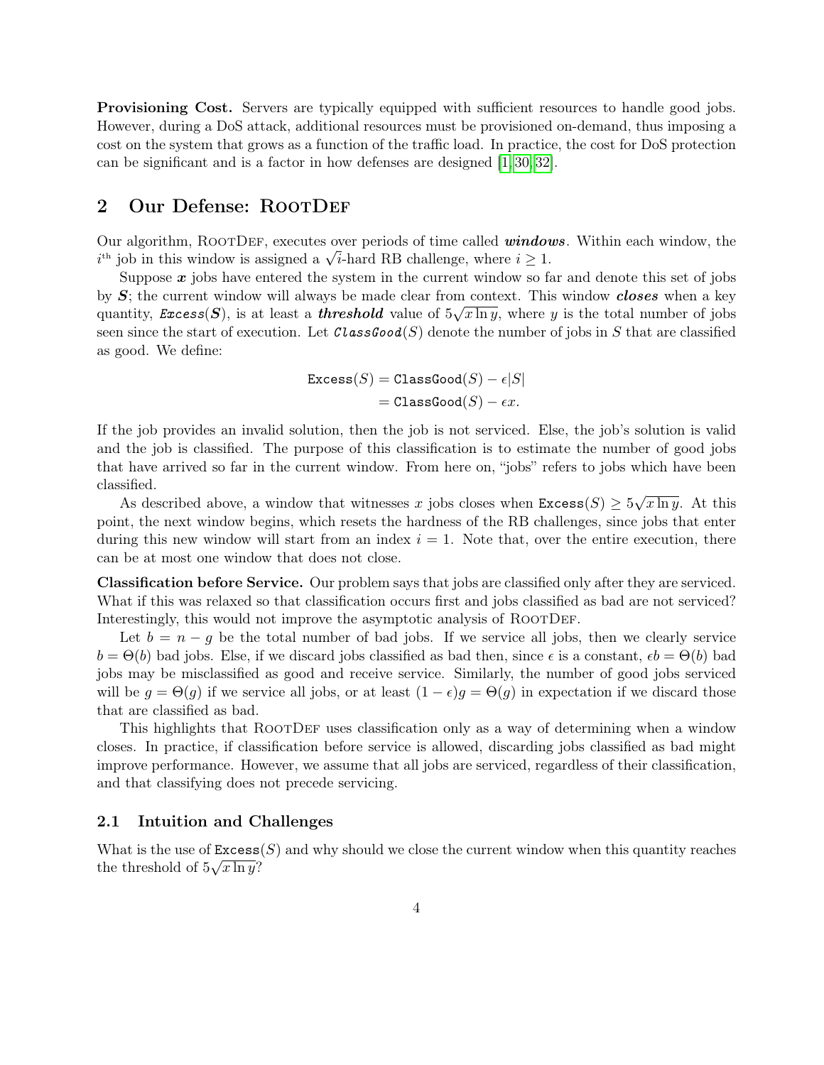**Provisioning Cost.** Servers are typically equipped with sufficient resources to handle good jobs. However, during a DoS attack, additional resources must be provisioned on-demand, thus imposing a cost on the system that grows as a function of the traffic load. In practice, the cost for DoS protection can be significant and is a factor in how defenses are designed [1, 30, 32].

## 2 Our Defense: RootDef

Our algorithm, RootDef, executes over periods of time called ***windows***. Within each window, the $i^{\text{th}}$ job in this window is assigned a $\sqrt{i}$-hard RB challenge, where $i \geq 1$.

Suppose $\boldsymbol{x}$ jobs have entered the system in the current window so far and denote this set of jobs by $\boldsymbol{S}$; the current window will always be made clear from context. This window ***closes*** when a key quantity, $\texttt{Excess}(\boldsymbol{S})$, is at least a ***threshold*** value of $5\sqrt{x \ln y}$, where $y$ is the total number of jobs seen since the start of execution. Let $\texttt{ClassGood}(S)$ denote the number of jobs in $S$ that are classified as good. We define:

$$
\begin{aligned}
\texttt{Excess}(S) &= \texttt{ClassGood}(S) - \epsilon|S| \\
&= \texttt{ClassGood}(S) - \epsilon x.
\end{aligned}
$$

If the job provides an invalid solution, then the job is not serviced. Else, the job's solution is valid and the job is classified. The purpose of this classification is to estimate the number of good jobs that have arrived so far in the current window. From here on, "jobs" refers to jobs which have been classified.

As described above, a window that witnesses $x$ jobs closes when $\texttt{Excess}(S) \geq 5\sqrt{x \ln y}$. At this point, the next window begins, which resets the hardness of the RB challenges, since jobs that enter during this new window will start from an index $i = 1$. Note that, over the entire execution, there can be at most one window that does not close.

**Classification before Service.** Our problem says that jobs are classified only after they are serviced. What if this was relaxed so that classification occurs first and jobs classified as bad are not serviced? Interestingly, this would not improve the asymptotic analysis of RootDef.

Let $b = n - g$ be the total number of bad jobs. If we service all jobs, then we clearly service $b = \Theta(b)$ bad jobs. Else, if we discard jobs classified as bad then, since $\epsilon$ is a constant, $\epsilon b = \Theta(b)$ bad jobs may be misclassified as good and receive service. Similarly, the number of good jobs serviced will be $g = \Theta(g)$ if we service all jobs, or at least $(1 - \epsilon)g = \Theta(g)$ in expectation if we discard those that are classified as bad.

This highlights that RootDef uses classification only as a way of determining when a window closes. In practice, if classification before service is allowed, discarding jobs classified as bad might improve performance. However, we assume that all jobs are serviced, regardless of their classification, and that classifying does not precede servicing.

### 2.1 Intuition and Challenges

What is the use of $\texttt{Excess}(S)$ and why should we close the current window when this quantity reaches the threshold of $5\sqrt{x \ln y}$?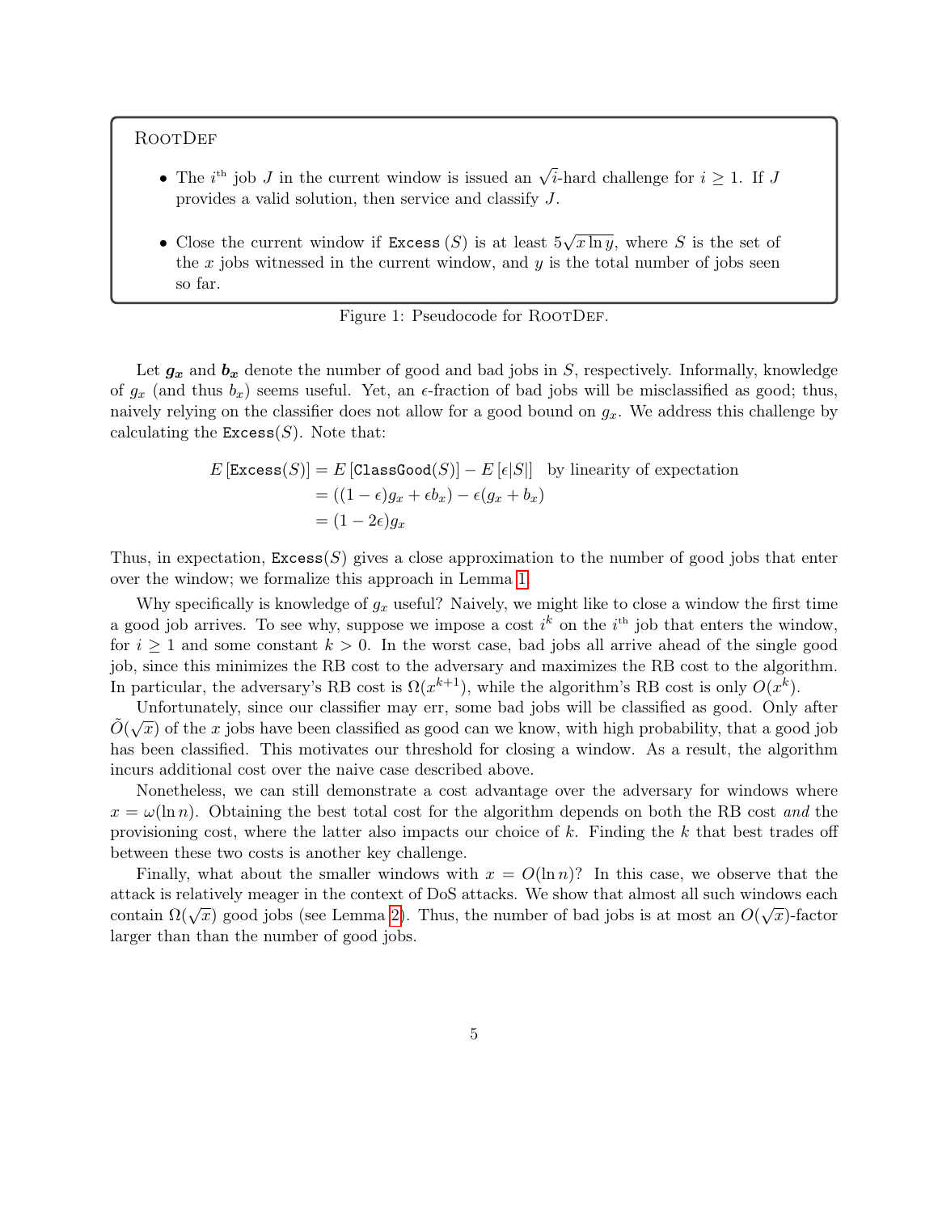**RootDef**

- The $i^{\text{th}}$ job $J$ in the current window is issued an $\sqrt{i}$-hard challenge for $i \geq 1$. If $J$ provides a valid solution, then service and classify $J$.

- Close the current window if $\texttt{Excess}\,(S)$ is at least $5\sqrt{x \ln y}$, where $S$ is the set of the $x$ jobs witnessed in the current window, and $y$ is the total number of jobs seen so far.

Figure 1: Pseudocode for RootDef.

Let $\boldsymbol{g_x}$ and $\boldsymbol{b_x}$ denote the number of good and bad jobs in $S$, respectively. Informally, knowledge of $g_x$ (and thus $b_x$) seems useful. Yet, an $\epsilon$-fraction of bad jobs will be misclassified as good; thus, naively relying on the classifier does not allow for a good bound on $g_x$. We address this challenge by calculating the $\texttt{Excess}(S)$. Note that:

$$
\begin{aligned}
E\left[\texttt{Excess}(S)\right] &= E\left[\texttt{ClassGood}(S)\right] - E\left[\epsilon|S|\right] \quad \text{by linearity of expectation} \\
&= ((1-\epsilon)g_x + \epsilon b_x) - \epsilon(g_x + b_x) \\
&= (1-2\epsilon)g_x
\end{aligned}
$$

Thus, in expectation, $\texttt{Excess}(S)$ gives a close approximation to the number of good jobs that enter over the window; we formalize this approach in Lemma 1.

Why specifically is knowledge of $g_x$ useful? Naively, we might like to close a window the first time a good job arrives. To see why, suppose we impose a cost $i^k$ on the $i^{\text{th}}$ job that enters the window, for $i \geq 1$ and some constant $k > 0$. In the worst case, bad jobs all arrive ahead of the single good job, since this minimizes the RB cost to the adversary and maximizes the RB cost to the algorithm. In particular, the adversary's RB cost is $\Omega(x^{k+1})$, while the algorithm's RB cost is only $O(x^k)$.

Unfortunately, since our classifier may err, some bad jobs will be classified as good. Only after $\tilde{O}(\sqrt{x})$ of the $x$ jobs have been classified as good can we know, with high probability, that a good job has been classified. This motivates our threshold for closing a window. As a result, the algorithm incurs additional cost over the naive case described above.

Nonetheless, we can still demonstrate a cost advantage over the adversary for windows where $x = \omega(\ln n)$. Obtaining the best total cost for the algorithm depends on both the RB cost *and* the provisioning cost, where the latter also impacts our choice of $k$. Finding the $k$ that best trades off between these two costs is another key challenge.

Finally, what about the smaller windows with $x = O(\ln n)$? In this case, we observe that the attack is relatively meager in the context of DoS attacks. We show that almost all such windows each contain $\Omega(\sqrt{x})$ good jobs (see Lemma 2). Thus, the number of bad jobs is at most an $O(\sqrt{x})$-factor larger than than the number of good jobs.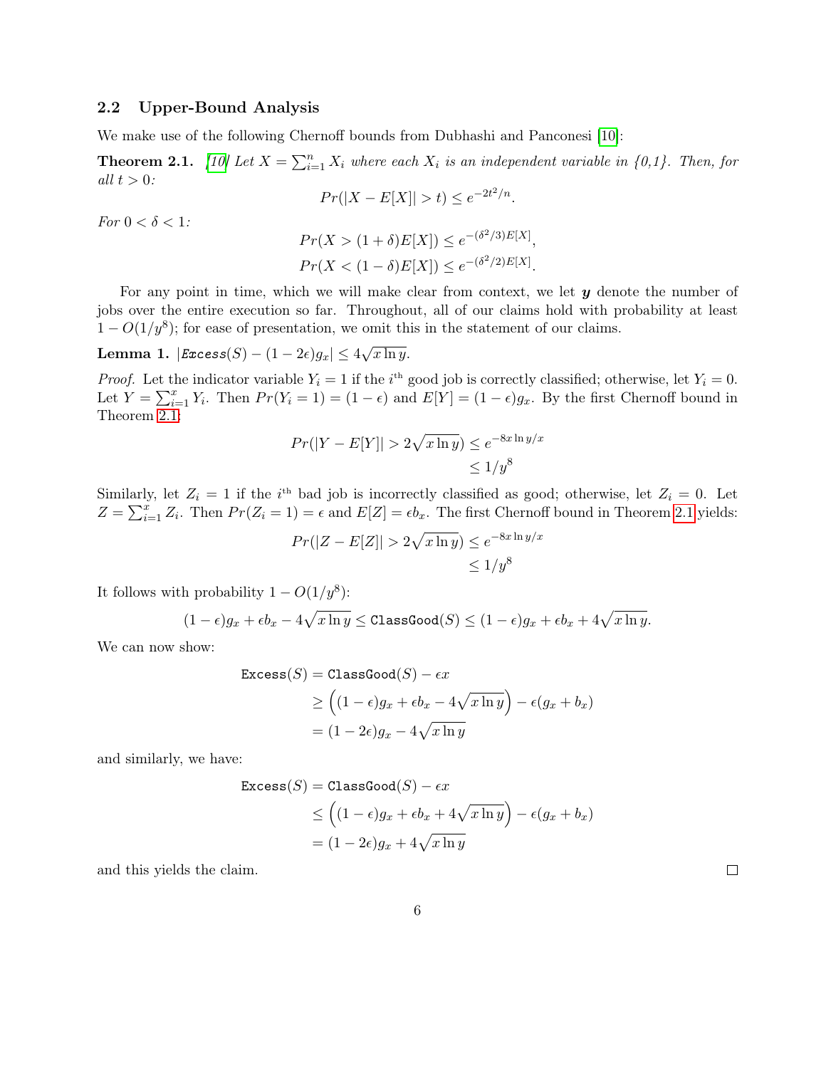### 2.2 Upper-Bound Analysis

We make use of the following Chernoff bounds from Dubhashi and Panconesi [10]:

**Theorem 2.1.** *[10] Let $X = \sum_{i=1}^{n} X_i$ where each $X_i$ is an independent variable in {0,1}. Then, for all $t > 0$:*

$$Pr(|X - E[X]| > t) \leq e^{-2t^2/n}.$$

*For $0 < \delta < 1$:*

$$Pr(X > (1+\delta)E[X]) \leq e^{-(\delta^2/3)E[X]},$$
$$Pr(X < (1-\delta)E[X]) \leq e^{-(\delta^2/2)E[X]}.$$

For any point in time, which we will make clear from context, we let $\boldsymbol{y}$ denote the number of jobs over the entire execution so far. Throughout, all of our claims hold with probability at least $1 - O(1/y^8)$; for ease of presentation, we omit this in the statement of our claims.

**Lemma 1.** $|\texttt{Excess}(S) - (1-2\epsilon)g_x| \leq 4\sqrt{x \ln y}$.

*Proof.* Let the indicator variable $Y_i = 1$ if the $i^{\text{th}}$ good job is correctly classified; otherwise, let $Y_i = 0$. Let $Y = \sum_{i=1}^{x} Y_i$. Then $Pr(Y_i = 1) = (1-\epsilon)$ and $E[Y] = (1-\epsilon)g_x$. By the first Chernoff bound in Theorem 2.1:

$$\begin{aligned}
Pr(|Y - E[Y]| > 2\sqrt{x \ln y}) &\leq e^{-8x \ln y / x} \\
&\leq 1/y^8
\end{aligned}$$

Similarly, let $Z_i = 1$ if the $i^{\text{th}}$ bad job is incorrectly classified as good; otherwise, let $Z_i = 0$. Let $Z = \sum_{i=1}^{x} Z_i$. Then $Pr(Z_i = 1) = \epsilon$ and $E[Z] = \epsilon b_x$. The first Chernoff bound in Theorem 2.1 yields:

$$\begin{aligned}
Pr(|Z - E[Z]| > 2\sqrt{x \ln y}) &\leq e^{-8x \ln y / x} \\
&\leq 1/y^8
\end{aligned}$$

It follows with probability $1 - O(1/y^8)$:

$$(1-\epsilon)g_x + \epsilon b_x - 4\sqrt{x \ln y} \leq \texttt{ClassGood}(S) \leq (1-\epsilon)g_x + \epsilon b_x + 4\sqrt{x \ln y}.$$

We can now show:

$$\begin{aligned}
\texttt{Excess}(S) &= \texttt{ClassGood}(S) - \epsilon x \\
&\geq \left((1-\epsilon)g_x + \epsilon b_x - 4\sqrt{x \ln y}\right) - \epsilon(g_x + b_x) \\
&= (1-2\epsilon)g_x - 4\sqrt{x \ln y}
\end{aligned}$$

and similarly, we have:

$$\begin{aligned}
\texttt{Excess}(S) &= \texttt{ClassGood}(S) - \epsilon x \\
&\leq \left((1-\epsilon)g_x + \epsilon b_x + 4\sqrt{x \ln y}\right) - \epsilon(g_x + b_x) \\
&= (1-2\epsilon)g_x + 4\sqrt{x \ln y}
\end{aligned}$$

and this yields the claim. □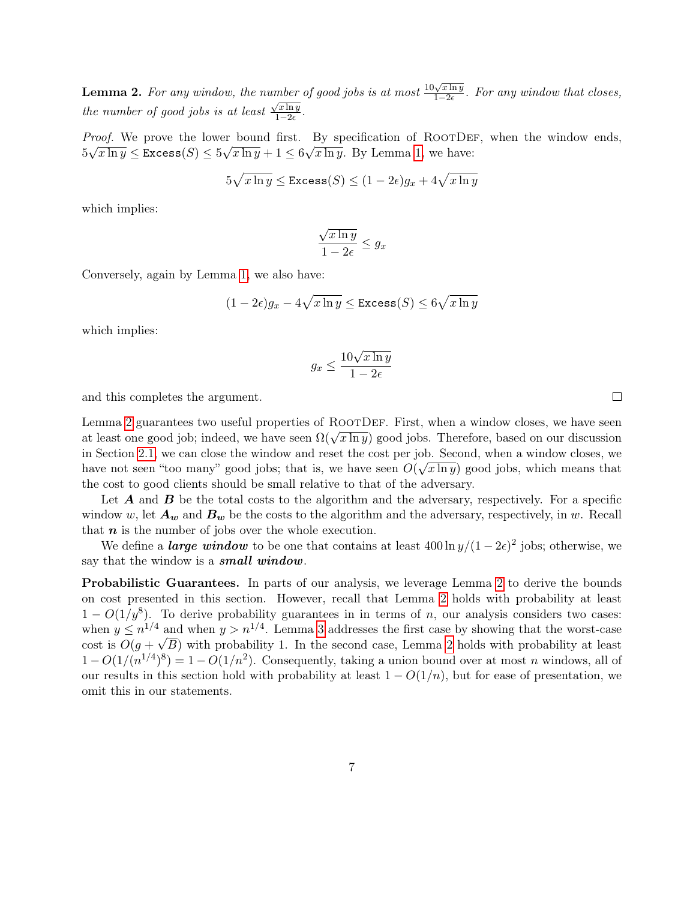**Lemma 2.** *For any window, the number of good jobs is at most $\frac{10\sqrt{x \ln y}}{1-2\epsilon}$. For any window that closes, the number of good jobs is at least $\frac{\sqrt{x \ln y}}{1-2\epsilon}$.*

*Proof.* We prove the lower bound first. By specification of RootDef, when the window ends, $5\sqrt{x \ln y} \leq \texttt{Excess}(S) \leq 5\sqrt{x \ln y} + 1 \leq 6\sqrt{x \ln y}$. By Lemma 1, we have:

$$5\sqrt{x \ln y} \leq \texttt{Excess}(S) \leq (1 - 2\epsilon)g_x + 4\sqrt{x \ln y}$$

which implies:

$$\frac{\sqrt{x \ln y}}{1 - 2\epsilon} \leq g_x$$

Conversely, again by Lemma 1, we also have:

$$(1 - 2\epsilon)g_x - 4\sqrt{x \ln y} \leq \texttt{Excess}(S) \leq 6\sqrt{x \ln y}$$

which implies:

$$g_x \leq \frac{10\sqrt{x \ln y}}{1 - 2\epsilon}$$

and this completes the argument. □

Lemma 2 guarantees two useful properties of RootDef. First, when a window closes, we have seen at least one good job; indeed, we have seen $\Omega(\sqrt{x \ln y})$ good jobs. Therefore, based on our discussion in Section 2.1, we can close the window and reset the cost per job. Second, when a window closes, we have not seen "too many" good jobs; that is, we have seen $O(\sqrt{x \ln y})$ good jobs, which means that the cost to good clients should be small relative to that of the adversary.

Let $\boldsymbol{A}$ and $\boldsymbol{B}$ be the total costs to the algorithm and the adversary, respectively. For a specific window $w$, let $\boldsymbol{A_w}$ and $\boldsymbol{B_w}$ be the costs to the algorithm and the adversary, respectively, in $w$. Recall that $\boldsymbol{n}$ is the number of jobs over the whole execution.

We define a ***large window*** to be one that contains at least $400 \ln y/(1 - 2\epsilon)^2$ jobs; otherwise, we say that the window is a ***small window***.

**Probabilistic Guarantees.** In parts of our analysis, we leverage Lemma 2 to derive the bounds on cost presented in this section. However, recall that Lemma 2 holds with probability at least $1 - O(1/y^8)$. To derive probability guarantees in in terms of $n$, our analysis considers two cases: when $y \leq n^{1/4}$ and when $y > n^{1/4}$. Lemma 3 addresses the first case by showing that the worst-case cost is $O(g + \sqrt{B})$ with probability 1. In the second case, Lemma 2 holds with probability at least $1 - O(1/(n^{1/4})^8) = 1 - O(1/n^2)$. Consequently, taking a union bound over at most $n$ windows, all of our results in this section hold with probability at least $1 - O(1/n)$, but for ease of presentation, we omit this in our statements.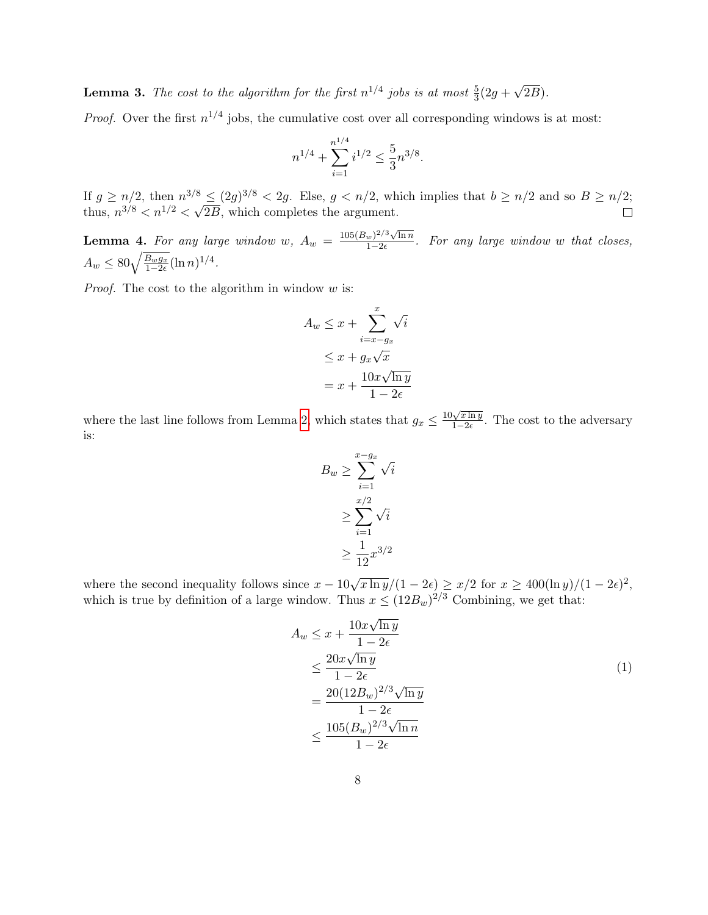**Lemma 3.** *The cost to the algorithm for the first $n^{1/4}$ jobs is at most $\frac{5}{3}(2g + \sqrt{2B})$.*

*Proof.* Over the first $n^{1/4}$ jobs, the cumulative cost over all corresponding windows is at most:

$$n^{1/4} + \sum_{i=1}^{n^{1/4}} i^{1/2} \leq \frac{5}{3} n^{3/8}.$$

If $g \geq n/2$, then $n^{3/8} \leq (2g)^{3/8} < 2g$. Else, $g < n/2$, which implies that $b \geq n/2$ and so $B \geq n/2$; thus, $n^{3/8} < n^{1/2} < \sqrt{2B}$, which completes the argument. □

**Lemma 4.** *For any large window $w$, $A_w = \frac{105(B_w)^{2/3}\sqrt{\ln n}}{1-2\epsilon}$. For any large window $w$ that closes, $A_w \leq 80\sqrt{\frac{B_w g_x}{1-2\epsilon}}(\ln n)^{1/4}$.*

*Proof.* The cost to the algorithm in window $w$ is:

$$
\begin{aligned}
A_w &\leq x + \sum_{i=x-g_x}^{x} \sqrt{i} \\
&\leq x + g_x\sqrt{x} \\
&= x + \frac{10x\sqrt{\ln y}}{1-2\epsilon}
\end{aligned}
$$

where the last line follows from Lemma 2, which states that $g_x \leq \frac{10\sqrt{x \ln y}}{1-2\epsilon}$. The cost to the adversary is:

$$
\begin{aligned}
B_w &\geq \sum_{i=1}^{x-g_x} \sqrt{i} \\
&\geq \sum_{i=1}^{x/2} \sqrt{i} \\
&\geq \frac{1}{12} x^{3/2}
\end{aligned}
$$

where the second inequality follows since $x - 10\sqrt{x \ln y}/(1-2\epsilon) \geq x/2$ for $x \geq 400(\ln y)/(1-2\epsilon)^2$, which is true by definition of a large window. Thus $x \leq (12B_w)^{2/3}$ Combining, we get that:

$$
\begin{aligned}
A_w &\leq x + \frac{10x\sqrt{\ln y}}{1-2\epsilon} \\
&\leq \frac{20x\sqrt{\ln y}}{1-2\epsilon} \\
&= \frac{20(12B_w)^{2/3}\sqrt{\ln y}}{1-2\epsilon} \\
&\leq \frac{105(B_w)^{2/3}\sqrt{\ln n}}{1-2\epsilon}
\end{aligned}
\tag{1}
$$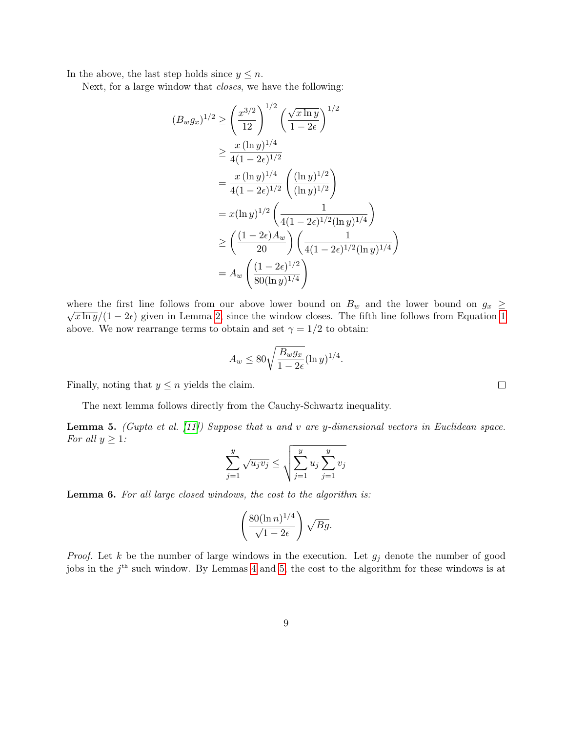In the above, the last step holds since $y \leq n$.

Next, for a large window that *closes*, we have the following:

$$
\begin{aligned}
(B_w g_x)^{1/2} &\geq \left(\frac{x^{3/2}}{12}\right)^{1/2} \left(\frac{\sqrt{x \ln y}}{1-2\epsilon}\right)^{1/2} \\
&\geq \frac{x\,(\ln y)^{1/4}}{4(1-2\epsilon)^{1/2}} \\
&= \frac{x\,(\ln y)^{1/4}}{4(1-2\epsilon)^{1/2}} \left(\frac{(\ln y)^{1/2}}{(\ln y)^{1/2}}\right) \\
&= x(\ln y)^{1/2} \left(\frac{1}{4(1-2\epsilon)^{1/2}(\ln y)^{1/4}}\right) \\
&\geq \left(\frac{(1-2\epsilon)A_w}{20}\right) \left(\frac{1}{4(1-2\epsilon)^{1/2}(\ln y)^{1/4}}\right) \\
&= A_w \left(\frac{(1-2\epsilon)^{1/2}}{80(\ln y)^{1/4}}\right)
\end{aligned}
$$

where the first line follows from our above lower bound on $B_w$ and the lower bound on $g_x \geq \sqrt{x \ln y}/(1-2\epsilon)$ given in Lemma 2, since the window closes. The fifth line follows from Equation 1 above. We now rearrange terms to obtain and set $\gamma = 1/2$ to obtain:

$$A_w \leq 80\sqrt{\frac{B_w g_x}{1-2\epsilon}}(\ln y)^{1/4}.$$

Finally, noting that $y \leq n$ yields the claim. ∎

The next lemma follows directly from the Cauchy-Schwartz inequality.

**Lemma 5.** *(Gupta et al. [11]) Suppose that $u$ and $v$ are $y$-dimensional vectors in Euclidean space. For all $y \geq 1$:*

$$\sum_{j=1}^{y} \sqrt{u_j v_j} \leq \sqrt{\sum_{j=1}^{y} u_j \sum_{j=1}^{y} v_j}$$

**Lemma 6.** *For all large closed windows, the cost to the algorithm is:*

$$\left(\frac{80(\ln n)^{1/4}}{\sqrt{1-2\epsilon}}\right)\sqrt{Bg}.$$

*Proof.* Let $k$ be the number of large windows in the execution. Let $g_j$ denote the number of good jobs in the $j^{\text{th}}$ such window. By Lemmas 4 and 5, the cost to the algorithm for these windows is at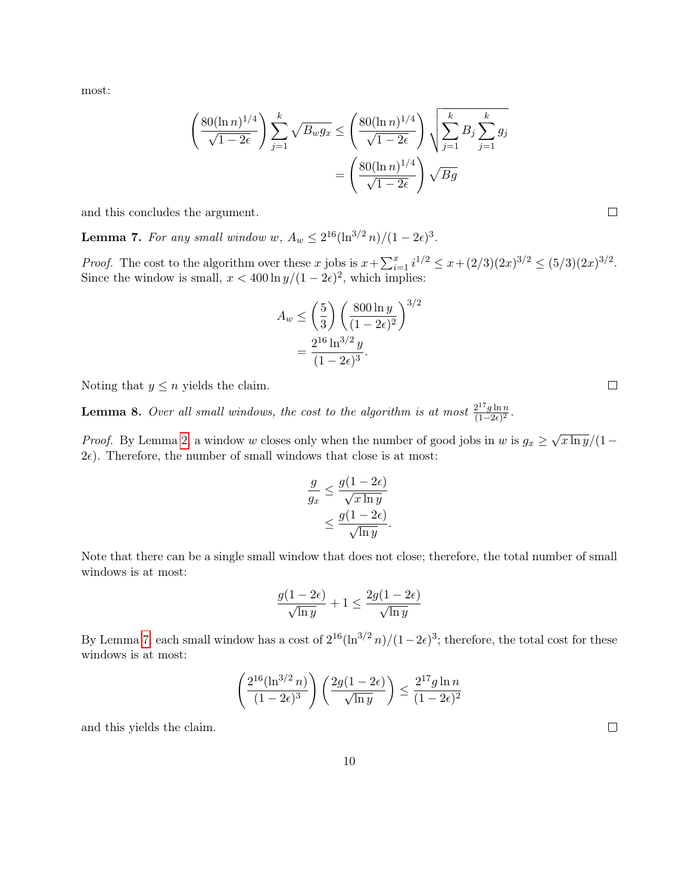most:

$$\left(\frac{80(\ln n)^{1/4}}{\sqrt{1-2\epsilon}}\right)\sum_{j=1}^{k}\sqrt{B_w g_x} \leq \left(\frac{80(\ln n)^{1/4}}{\sqrt{1-2\epsilon}}\right)\sqrt{\sum_{j=1}^{k}B_j\sum_{j=1}^{k}g_j}$$
$$= \left(\frac{80(\ln n)^{1/4}}{\sqrt{1-2\epsilon}}\right)\sqrt{Bg}$$

and this concludes the argument. ∎

**Lemma 7.** *For any small window $w$, $A_w \leq 2^{16}(\ln^{3/2} n)/(1-2\epsilon)^3$.*

*Proof.* The cost to the algorithm over these $x$ jobs is $x + \sum_{i=1}^{x} i^{1/2} \leq x + (2/3)(2x)^{3/2} \leq (5/3)(2x)^{3/2}$. Since the window is small, $x < 400\ln y/(1-2\epsilon)^2$, which implies:

$$A_w \leq \left(\frac{5}{3}\right)\left(\frac{800\ln y}{(1-2\epsilon)^2}\right)^{3/2}$$
$$= \frac{2^{16}\ln^{3/2} y}{(1-2\epsilon)^3}.$$

Noting that $y \leq n$ yields the claim. ∎

**Lemma 8.** *Over all small windows, the cost to the algorithm is at most $\frac{2^{17}g\ln n}{(1-2\epsilon)^2}$.*

*Proof.* By Lemma 2, a window $w$ closes only when the number of good jobs in $w$ is $g_x \geq \sqrt{x\ln y}/(1-2\epsilon)$. Therefore, the number of small windows that close is at most:

$$\frac{g}{g_x} \leq \frac{g(1-2\epsilon)}{\sqrt{x\ln y}}$$
$$\leq \frac{g(1-2\epsilon)}{\sqrt{\ln y}}.$$

Note that there can be a single small window that does not close; therefore, the total number of small windows is at most:

$$\frac{g(1-2\epsilon)}{\sqrt{\ln y}} + 1 \leq \frac{2g(1-2\epsilon)}{\sqrt{\ln y}}$$

By Lemma 7, each small window has a cost of $2^{16}(\ln^{3/2} n)/(1-2\epsilon)^3$; therefore, the total cost for these windows is at most:

$$\left(\frac{2^{16}(\ln^{3/2} n)}{(1-2\epsilon)^3}\right)\left(\frac{2g(1-2\epsilon)}{\sqrt{\ln y}}\right) \leq \frac{2^{17}g\ln n}{(1-2\epsilon)^2}$$

and this yields the claim. ∎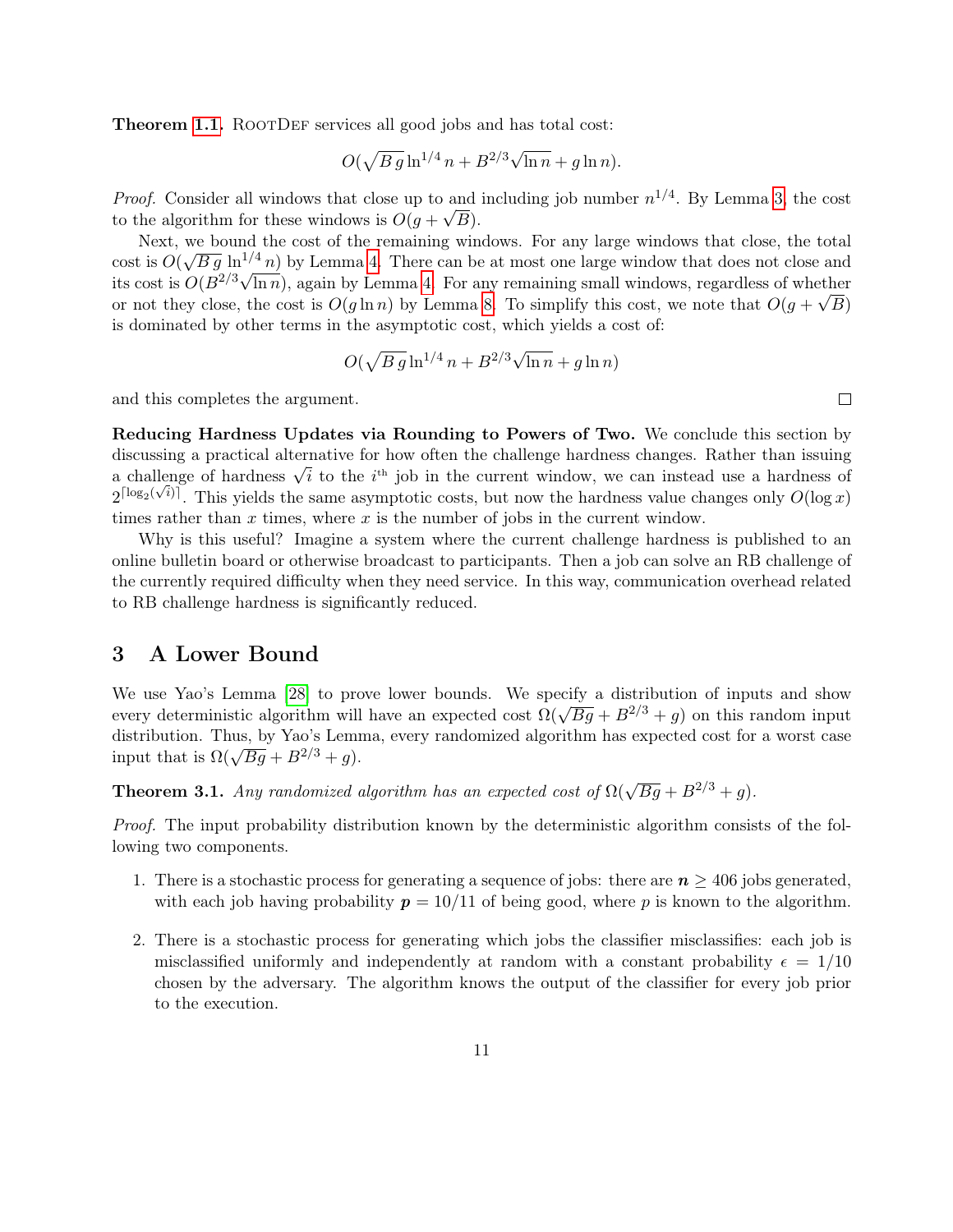**Theorem 1.1.** RootDef services all good jobs and has total cost:

$$O(\sqrt{B\,g}\ln^{1/4} n + B^{2/3}\sqrt{\ln n} + g\ln n).$$

*Proof.* Consider all windows that close up to and including job number $n^{1/4}$. By Lemma 3, the cost to the algorithm for these windows is $O(g + \sqrt{B})$.

Next, we bound the cost of the remaining windows. For any large windows that close, the total cost is $O(\sqrt{B\,g}\,\ln^{1/4} n)$ by Lemma 4. There can be at most one large window that does not close and its cost is $O(B^{2/3}\sqrt{\ln n})$, again by Lemma 4. For any remaining small windows, regardless of whether or not they close, the cost is $O(g\ln n)$ by Lemma 8. To simplify this cost, we note that $O(g + \sqrt{B})$ is dominated by other terms in the asymptotic cost, which yields a cost of:

$$O(\sqrt{B\,g}\ln^{1/4} n + B^{2/3}\sqrt{\ln n} + g\ln n)$$

and this completes the argument. □

**Reducing Hardness Updates via Rounding to Powers of Two.** We conclude this section by discussing a practical alternative for how often the challenge hardness changes. Rather than issuing a challenge of hardness $\sqrt{i}$ to the $i^{\text{th}}$ job in the current window, we can instead use a hardness of $2^{\lceil \log_2(\sqrt{i})\rceil}$. This yields the same asymptotic costs, but now the hardness value changes only $O(\log x)$ times rather than $x$ times, where $x$ is the number of jobs in the current window.

Why is this useful? Imagine a system where the current challenge hardness is published to an online bulletin board or otherwise broadcast to participants. Then a job can solve an RB challenge of the currently required difficulty when they need service. In this way, communication overhead related to RB challenge hardness is significantly reduced.

## 3 A Lower Bound

We use Yao's Lemma [28] to prove lower bounds. We specify a distribution of inputs and show every deterministic algorithm will have an expected cost $\Omega(\sqrt{Bg} + B^{2/3} + g)$ on this random input distribution. Thus, by Yao's Lemma, every randomized algorithm has expected cost for a worst case input that is $\Omega(\sqrt{Bg} + B^{2/3} + g)$.

**Theorem 3.1.** *Any randomized algorithm has an expected cost of* $\Omega(\sqrt{Bg} + B^{2/3} + g)$.

*Proof.* The input probability distribution known by the deterministic algorithm consists of the following two components.

1. There is a stochastic process for generating a sequence of jobs: there are $\boldsymbol{n} \geq 406$ jobs generated, with each job having probability $\boldsymbol{p} = 10/11$ of being good, where $p$ is known to the algorithm.

2. There is a stochastic process for generating which jobs the classifier misclassifies: each job is misclassified uniformly and independently at random with a constant probability $\epsilon = 1/10$ chosen by the adversary. The algorithm knows the output of the classifier for every job prior to the execution.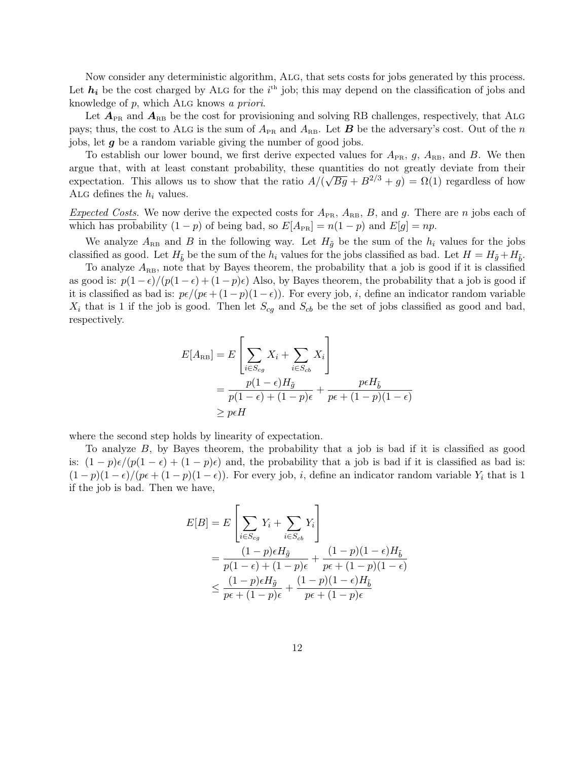Now consider any deterministic algorithm, ALG, that sets costs for jobs generated by this process. Let $\boldsymbol{h_i}$ be the cost charged by ALG for the $i^{\text{th}}$ job; this may depend on the classification of jobs and knowledge of $p$, which ALG knows *a priori*.

Let $\boldsymbol{A}_{\text{PR}}$ and $\boldsymbol{A}_{\text{RB}}$ be the cost for provisioning and solving RB challenges, respectively, that ALG pays; thus, the cost to ALG is the sum of $A_{\text{PR}}$ and $A_{\text{RB}}$. Let $\boldsymbol{B}$ be the adversary's cost. Out of the $n$ jobs, let $\boldsymbol{g}$ be a random variable giving the number of good jobs.

To establish our lower bound, we first derive expected values for $A_{\text{PR}}$, $g$, $A_{\text{RB}}$, and $B$. We then argue that, with at least constant probability, these quantities do not greatly deviate from their expectation. This allows us to show that the ratio $A/(\sqrt{Bg} + B^{2/3} + g) = \Omega(1)$ regardless of how ALG defines the $h_i$ values.

*Expected Costs.* We now derive the expected costs for $A_{\text{PR}}$, $A_{\text{RB}}$, $B$, and $g$. There are $n$ jobs each of which has probability $(1-p)$ of being bad, so $E[A_{\text{PR}}] = n(1-p)$ and $E[g] = np$.

We analyze $A_{\text{RB}}$ and $B$ in the following way. Let $H_{\tilde{g}}$ be the sum of the $h_i$ values for the jobs classified as good. Let $H_{\tilde{b}}$ be the sum of the $h_i$ values for the jobs classified as bad. Let $H = H_{\tilde{g}} + H_{\tilde{b}}$.

To analyze $A_{\text{RB}}$, note that by Bayes theorem, the probability that a job is good if it is classified as good is: $p(1-\epsilon)/(p(1-\epsilon)+(1-p)\epsilon)$ Also, by Bayes theorem, the probability that a job is good if it is classified as bad is: $p\epsilon/(p\epsilon + (1-p)(1-\epsilon))$. For every job, $i$, define an indicator random variable $X_i$ that is 1 if the job is good. Then let $S_{cg}$ and $S_{cb}$ be the set of jobs classified as good and bad, respectively.

$$
\begin{aligned}
E[A_{\text{RB}}] &= E\left[\sum_{i \in S_{cg}} X_i + \sum_{i \in S_{cb}} X_i\right] \\
&= \frac{p(1-\epsilon)H_{\tilde{g}}}{p(1-\epsilon)+(1-p)\epsilon} + \frac{p\epsilon H_{\tilde{b}}}{p\epsilon + (1-p)(1-\epsilon)} \\
&\geq p\epsilon H
\end{aligned}
$$

where the second step holds by linearity of expectation.

To analyze $B$, by Bayes theorem, the probability that a job is bad if it is classified as good is: $(1-p)\epsilon/(p(1-\epsilon)+(1-p)\epsilon)$ and, the probability that a job is bad if it is classified as bad is: $(1-p)(1-\epsilon)/(p\epsilon+(1-p)(1-\epsilon))$. For every job, $i$, define an indicator random variable $Y_i$ that is 1 if the job is bad. Then we have,

$$
\begin{aligned}
E[B] &= E\left[\sum_{i \in S_{cg}} Y_i + \sum_{i \in S_{cb}} Y_i\right] \\
&= \frac{(1-p)\epsilon H_{\tilde{g}}}{p(1-\epsilon)+(1-p)\epsilon} + \frac{(1-p)(1-\epsilon)H_{\tilde{b}}}{p\epsilon + (1-p)(1-\epsilon)} \\
&\leq \frac{(1-p)\epsilon H_{\tilde{g}}}{p\epsilon+(1-p)\epsilon} + \frac{(1-p)(1-\epsilon)H_{\tilde{b}}}{p\epsilon + (1-p)\epsilon}
\end{aligned}
$$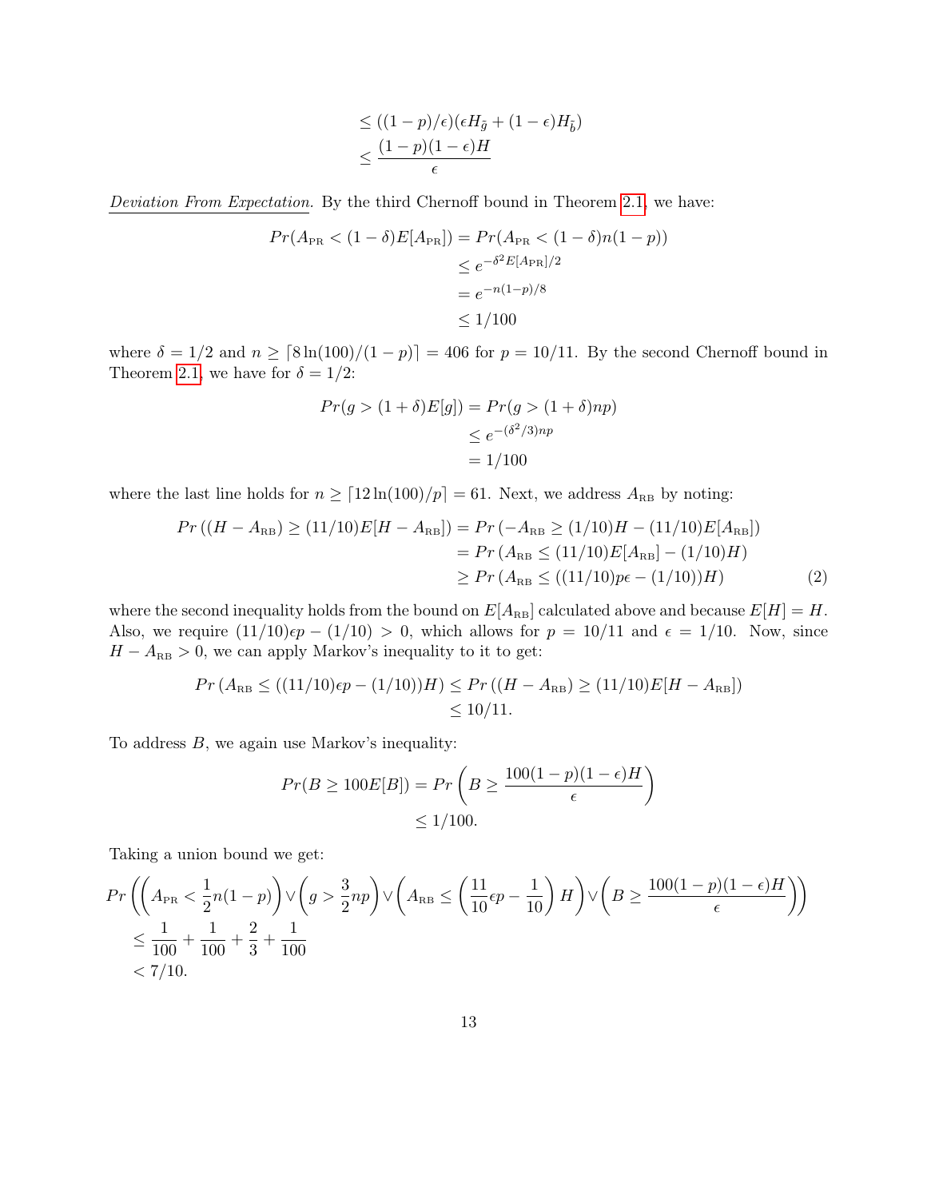$$
\begin{aligned}
&\leq ((1-p)/\epsilon)(\epsilon H_{\tilde{g}} + (1-\epsilon)H_{\tilde{b}}) \\
&\leq \frac{(1-p)(1-\epsilon)H}{\epsilon}
\end{aligned}
$$

*Deviation From Expectation.* By the third Chernoff bound in Theorem 2.1, we have:

$$
\begin{aligned}
Pr(A_{\text{PR}} < (1-\delta)E[A_{\text{PR}}]) &= Pr(A_{\text{PR}} < (1-\delta)n(1-p)) \\
&\leq e^{-\delta^2 E[A_{\text{PR}}]/2} \\
&= e^{-n(1-p)/8} \\
&\leq 1/100
\end{aligned}
$$

where $\delta = 1/2$ and $n \geq \lceil 8\ln(100)/(1-p) \rceil = 406$ for $p = 10/11$. By the second Chernoff bound in Theorem 2.1, we have for $\delta = 1/2$:

$$
\begin{aligned}
Pr(g > (1+\delta)E[g]) &= Pr(g > (1+\delta)np) \\
&\leq e^{-(\delta^2/3)np} \\
&= 1/100
\end{aligned}
$$

where the last line holds for $n \geq \lceil 12\ln(100)/p \rceil = 61$. Next, we address $A_{\text{RB}}$ by noting:

$$
\begin{aligned}
Pr\left((H - A_{\text{RB}}) \geq (11/10)E[H - A_{\text{RB}}]\right) &= Pr\left(-A_{\text{RB}} \geq (1/10)H - (11/10)E[A_{\text{RB}}]\right) \\
&= Pr\left(A_{\text{RB}} \leq (11/10)E[A_{\text{RB}}] - (1/10)H\right) \\
&\geq Pr\left(A_{\text{RB}} \leq ((11/10)p\epsilon - (1/10))H\right) \qquad (2)
\end{aligned}
$$

where the second inequality holds from the bound on $E[A_{\text{RB}}]$ calculated above and because $E[H] = H$. Also, we require $(11/10)\epsilon p - (1/10) > 0$, which allows for $p = 10/11$ and $\epsilon = 1/10$. Now, since $H - A_{\text{RB}} > 0$, we can apply Markov's inequality to it to get:

$$
\begin{aligned}
Pr\left(A_{\text{RB}} \leq ((11/10)\epsilon p - (1/10))H\right) &\leq Pr\left((H - A_{\text{RB}}) \geq (11/10)E[H - A_{\text{RB}}]\right) \\
&\leq 10/11.
\end{aligned}
$$

To address $B$, we again use Markov's inequality:

$$
\begin{aligned}
Pr(B \geq 100E[B]) &= Pr\left(B \geq \frac{100(1-p)(1-\epsilon)H}{\epsilon}\right) \\
&\leq 1/100.
\end{aligned}
$$

Taking a union bound we get:

$$
\begin{aligned}
&Pr\left(\left(A_{\text{PR}} < \frac{1}{2}n(1-p)\right) \vee \left(g > \frac{3}{2}np\right) \vee \left(A_{\text{RB}} \leq \left(\frac{11}{10}\epsilon p - \frac{1}{10}\right)H\right) \vee \left(B \geq \frac{100(1-p)(1-\epsilon)H}{\epsilon}\right)\right) \\
&\leq \frac{1}{100} + \frac{1}{100} + \frac{2}{3} + \frac{1}{100} \\
&< 7/10.
\end{aligned}
$$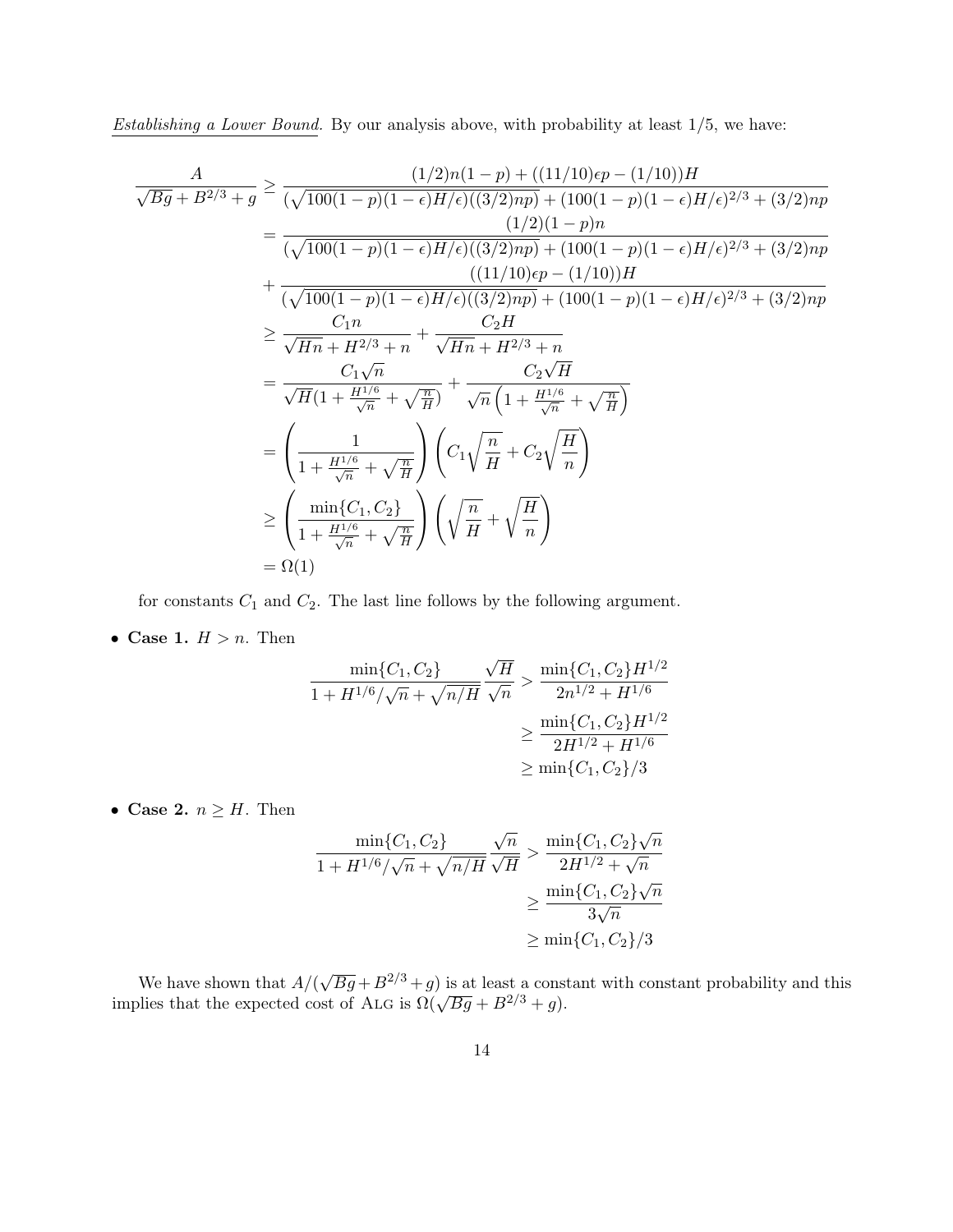*Establishing a Lower Bound.* By our analysis above, with probability at least 1/5, we have:

$$
\begin{aligned}
\frac{A}{\sqrt{Bg}+B^{2/3}+g} &\geq \frac{(1/2)n(1-p)+((11/10)\epsilon p-(1/10))H}{(\sqrt{100(1-p)(1-\epsilon)H/\epsilon)((3/2)np)}+(100(1-p)(1-\epsilon)H/\epsilon)^{2/3}+(3/2)np} \\
&= \frac{(1/2)(1-p)n}{(\sqrt{100(1-p)(1-\epsilon)H/\epsilon)((3/2)np)}+(100(1-p)(1-\epsilon)H/\epsilon)^{2/3}+(3/2)np} \\
&\quad + \frac{((11/10)\epsilon p-(1/10))H}{(\sqrt{100(1-p)(1-\epsilon)H/\epsilon)((3/2)np)}+(100(1-p)(1-\epsilon)H/\epsilon)^{2/3}+(3/2)np} \\
&\geq \frac{C_1 n}{\sqrt{Hn}+H^{2/3}+n}+\frac{C_2 H}{\sqrt{Hn}+H^{2/3}+n} \\
&= \frac{C_1\sqrt{n}}{\sqrt{H}(1+\frac{H^{1/6}}{\sqrt{n}}+\sqrt{\frac{n}{H}})}+\frac{C_2\sqrt{H}}{\sqrt{n}\left(1+\frac{H^{1/6}}{\sqrt{n}}+\sqrt{\frac{n}{H}}\right)} \\
&= \left(\frac{1}{1+\frac{H^{1/6}}{\sqrt{n}}+\sqrt{\frac{n}{H}}}\right)\left(C_1\sqrt{\frac{n}{H}}+C_2\sqrt{\frac{H}{n}}\right) \\
&\geq \left(\frac{\min\{C_1,C_2\}}{1+\frac{H^{1/6}}{\sqrt{n}}+\sqrt{\frac{n}{H}}}\right)\left(\sqrt{\frac{n}{H}}+\sqrt{\frac{H}{n}}\right) \\
&= \Omega(1)
\end{aligned}
$$

for constants $C_1$ and $C_2$. The last line follows by the following argument.

- **Case 1.** $H > n$. Then

$$
\begin{aligned}
\frac{\min\{C_1,C_2\}}{1+H^{1/6}/\sqrt{n}+\sqrt{n/H}}\frac{\sqrt{H}}{\sqrt{n}} &> \frac{\min\{C_1,C_2\}H^{1/2}}{2n^{1/2}+H^{1/6}} \\
&\geq \frac{\min\{C_1,C_2\}H^{1/2}}{2H^{1/2}+H^{1/6}} \\
&\geq \min\{C_1,C_2\}/3
\end{aligned}
$$

- **Case 2.** $n \geq H$. Then

$$
\begin{aligned}
\frac{\min\{C_1,C_2\}}{1+H^{1/6}/\sqrt{n}+\sqrt{n/H}}\frac{\sqrt{n}}{\sqrt{H}} &> \frac{\min\{C_1,C_2\}\sqrt{n}}{2H^{1/2}+\sqrt{n}} \\
&\geq \frac{\min\{C_1,C_2\}\sqrt{n}}{3\sqrt{n}} \\
&\geq \min\{C_1,C_2\}/3
\end{aligned}
$$

We have shown that $A/(\sqrt{Bg}+B^{2/3}+g)$ is at least a constant with constant probability and this implies that the expected cost of Alg is $\Omega(\sqrt{Bg}+B^{2/3}+g)$.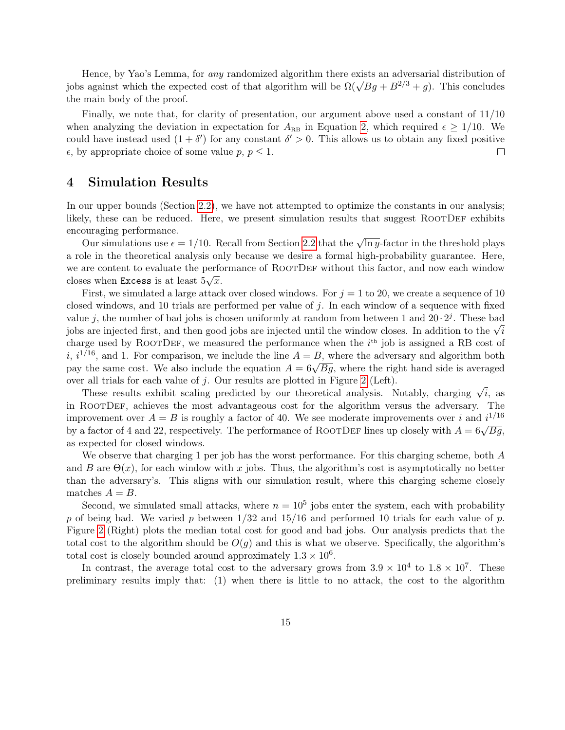Hence, by Yao's Lemma, for *any* randomized algorithm there exists an adversarial distribution of jobs against which the expected cost of that algorithm will be $\Omega(\sqrt{Bg} + B^{2/3} + g)$. This concludes the main body of the proof.

Finally, we note that, for clarity of presentation, our argument above used a constant of 11/10 when analyzing the deviation in expectation for $A_{\text{RB}}$ in Equation 2, which required $\epsilon \geq 1/10$. We could have instead used $(1+\delta')$ for any constant $\delta' > 0$. This allows us to obtain any fixed positive $\epsilon$, by appropriate choice of some value $p$, $p \leq 1$. □

# 4 Simulation Results

In our upper bounds (Section 2.2), we have not attempted to optimize the constants in our analysis; likely, these can be reduced. Here, we present simulation results that suggest RootDef exhibits encouraging performance.

Our simulations use $\epsilon = 1/10$. Recall from Section 2.2 that the $\sqrt{\ln y}$-factor in the threshold plays a role in the theoretical analysis only because we desire a formal high-probability guarantee. Here, we are content to evaluate the performance of RootDef without this factor, and now each window closes when `Excess` is at least $5\sqrt{x}$.

First, we simulated a large attack over closed windows. For $j = 1$ to 20, we create a sequence of 10 closed windows, and 10 trials are performed per value of $j$. In each window of a sequence with fixed value $j$, the number of bad jobs is chosen uniformly at random from between 1 and $20 \cdot 2^j$. These bad jobs are injected first, and then good jobs are injected until the window closes. In addition to the $\sqrt{i}$ charge used by RootDef, we measured the performance when the $i^{\text{th}}$ job is assigned a RB cost of $i$, $i^{1/16}$, and 1. For comparison, we include the line $A = B$, where the adversary and algorithm both pay the same cost. We also include the equation $A = 6\sqrt{Bg}$, where the right hand side is averaged over all trials for each value of $j$. Our results are plotted in Figure 2 (Left).

These results exhibit scaling predicted by our theoretical analysis. Notably, charging $\sqrt{i}$, as in RootDef, achieves the most advantageous cost for the algorithm versus the adversary. The improvement over $A = B$ is roughly a factor of 40. We see moderate improvements over $i$ and $i^{1/16}$ by a factor of 4 and 22, respectively. The performance of RootDef lines up closely with $A = 6\sqrt{Bg}$, as expected for closed windows.

We observe that charging 1 per job has the worst performance. For this charging scheme, both $A$ and $B$ are $\Theta(x)$, for each window with $x$ jobs. Thus, the algorithm's cost is asymptotically no better than the adversary's. This aligns with our simulation result, where this charging scheme closely matches $A = B$.

Second, we simulated small attacks, where $n = 10^5$ jobs enter the system, each with probability $p$ of being bad. We varied $p$ between 1/32 and 15/16 and performed 10 trials for each value of $p$. Figure 2 (Right) plots the median total cost for good and bad jobs. Our analysis predicts that the total cost to the algorithm should be $O(g)$ and this is what we observe. Specifically, the algorithm's total cost is closely bounded around approximately $1.3 \times 10^6$.

In contrast, the average total cost to the adversary grows from $3.9 \times 10^4$ to $1.8 \times 10^7$. These preliminary results imply that: (1) when there is little to no attack, the cost to the algorithm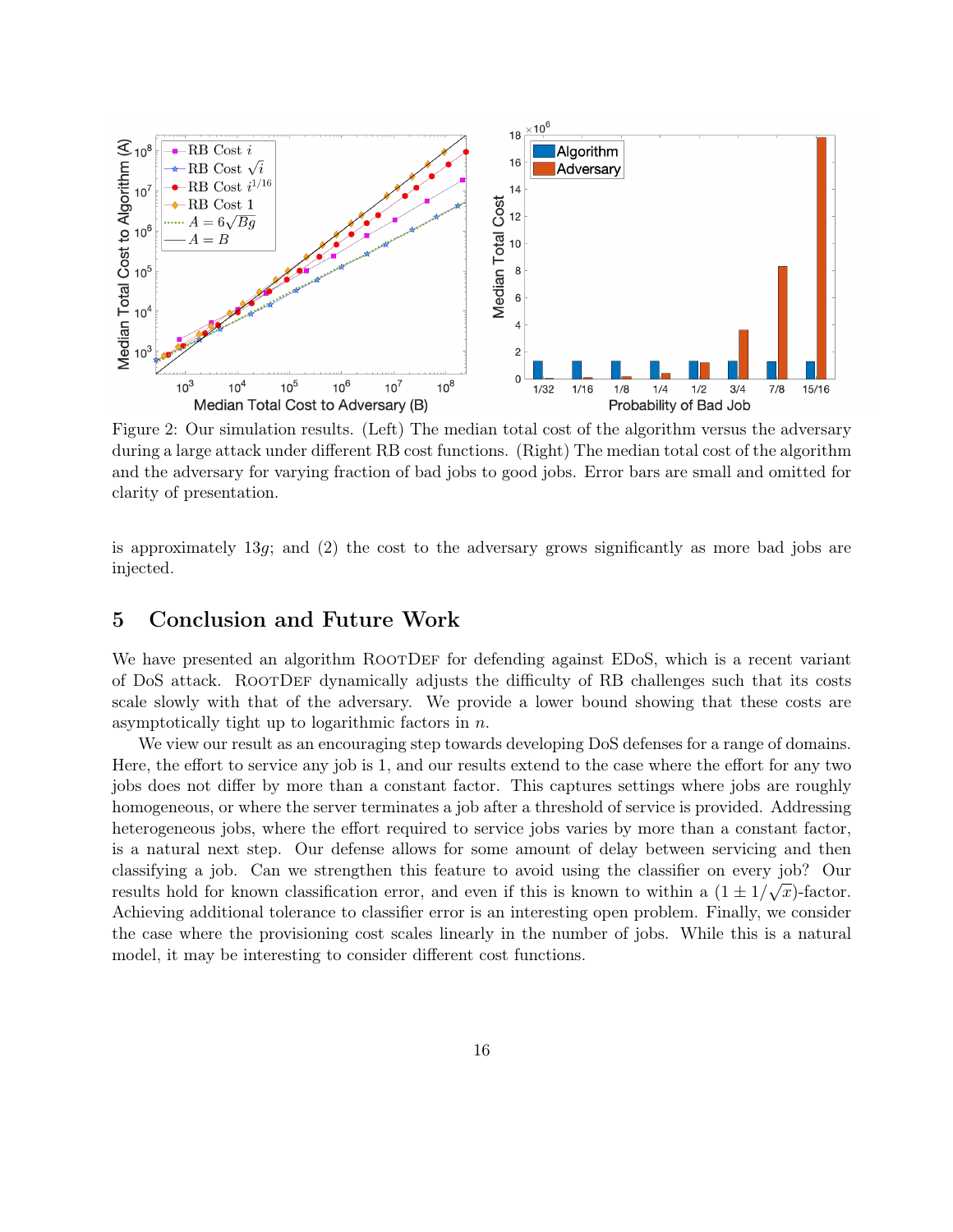Figure 2: Our simulation results. (Left) The median total cost of the algorithm versus the adversary during a large attack under different RB cost functions. (Right) The median total cost of the algorithm and the adversary for varying fraction of bad jobs to good jobs. Error bars are small and omitted for clarity of presentation.

is approximately $13g$; and (2) the cost to the adversary grows significantly as more bad jobs are injected.

## 5 Conclusion and Future Work

We have presented an algorithm RootDef for defending against EDoS, which is a recent variant of DoS attack. RootDef dynamically adjusts the difficulty of RB challenges such that its costs scale slowly with that of the adversary. We provide a lower bound showing that these costs are asymptotically tight up to logarithmic factors in $n$.

We view our result as an encouraging step towards developing DoS defenses for a range of domains. Here, the effort to service any job is 1, and our results extend to the case where the effort for any two jobs does not differ by more than a constant factor. This captures settings where jobs are roughly homogeneous, or where the server terminates a job after a threshold of service is provided. Addressing heterogeneous jobs, where the effort required to service jobs varies by more than a constant factor, is a natural next step. Our defense allows for some amount of delay between servicing and then classifying a job. Can we strengthen this feature to avoid using the classifier on every job? Our results hold for known classification error, and even if this is known to within a $(1 \pm 1/\sqrt{x})$-factor. Achieving additional tolerance to classifier error is an interesting open problem. Finally, we consider the case where the provisioning cost scales linearly in the number of jobs. While this is a natural model, it may be interesting to consider different cost functions.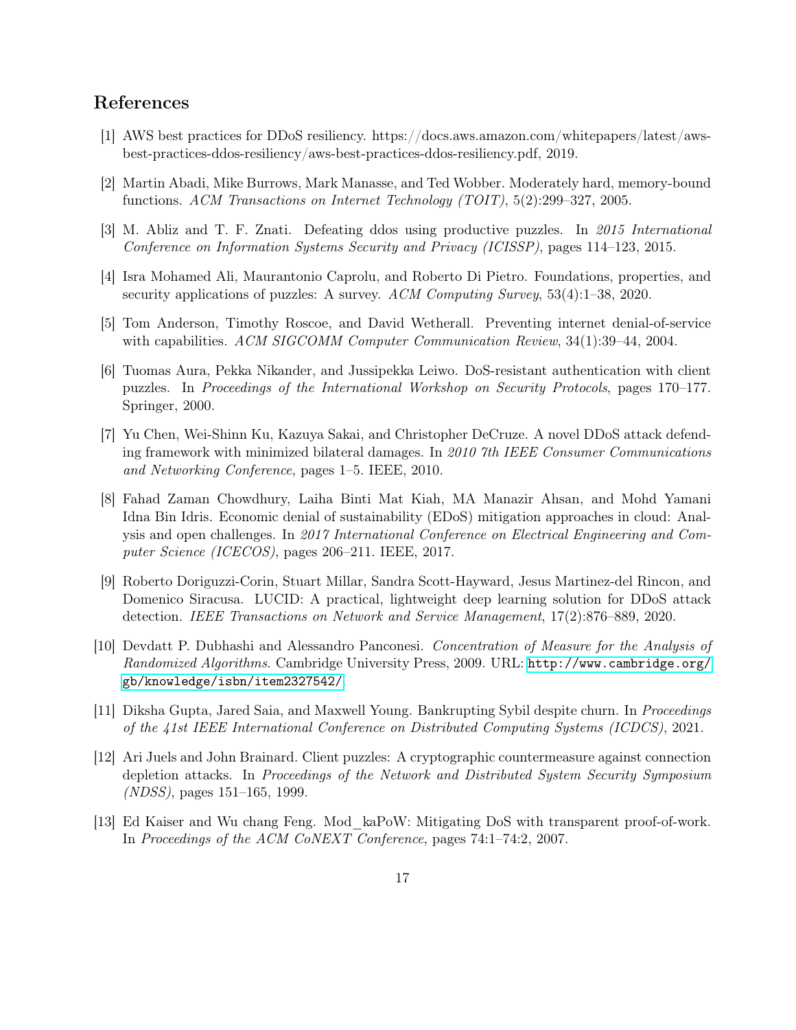## References

[1] AWS best practices for DDoS resiliency. https://docs.aws.amazon.com/whitepapers/latest/aws-best-practices-ddos-resiliency/aws-best-practices-ddos-resiliency.pdf, 2019.

[2] Martin Abadi, Mike Burrows, Mark Manasse, and Ted Wobber. Moderately hard, memory-bound functions. *ACM Transactions on Internet Technology (TOIT)*, 5(2):299–327, 2005.

[3] M. Abliz and T. F. Znati. Defeating ddos using productive puzzles. In *2015 International Conference on Information Systems Security and Privacy (ICISSP)*, pages 114–123, 2015.

[4] Isra Mohamed Ali, Maurantonio Caprolu, and Roberto Di Pietro. Foundations, properties, and security applications of puzzles: A survey. *ACM Computing Survey*, 53(4):1–38, 2020.

[5] Tom Anderson, Timothy Roscoe, and David Wetherall. Preventing internet denial-of-service with capabilities. *ACM SIGCOMM Computer Communication Review*, 34(1):39–44, 2004.

[6] Tuomas Aura, Pekka Nikander, and Jussipekka Leiwo. DoS-resistant authentication with client puzzles. In *Proceedings of the International Workshop on Security Protocols*, pages 170–177. Springer, 2000.

[7] Yu Chen, Wei-Shinn Ku, Kazuya Sakai, and Christopher DeCruze. A novel DDoS attack defending framework with minimized bilateral damages. In *2010 7th IEEE Consumer Communications and Networking Conference*, pages 1–5. IEEE, 2010.

[8] Fahad Zaman Chowdhury, Laiha Binti Mat Kiah, MA Manazir Ahsan, and Mohd Yamani Idna Bin Idris. Economic denial of sustainability (EDoS) mitigation approaches in cloud: Analysis and open challenges. In *2017 International Conference on Electrical Engineering and Computer Science (ICECOS)*, pages 206–211. IEEE, 2017.

[9] Roberto Doriguzzi-Corin, Stuart Millar, Sandra Scott-Hayward, Jesus Martinez-del Rincon, and Domenico Siracusa. LUCID: A practical, lightweight deep learning solution for DDoS attack detection. *IEEE Transactions on Network and Service Management*, 17(2):876–889, 2020.

[10] Devdatt P. Dubhashi and Alessandro Panconesi. *Concentration of Measure for the Analysis of Randomized Algorithms*. Cambridge University Press, 2009. URL: http://www.cambridge.org/gb/knowledge/isbn/item2327542/

[11] Diksha Gupta, Jared Saia, and Maxwell Young. Bankrupting Sybil despite churn. In *Proceedings of the 41st IEEE International Conference on Distributed Computing Systems (ICDCS)*, 2021.

[12] Ari Juels and John Brainard. Client puzzles: A cryptographic countermeasure against connection depletion attacks. In *Proceedings of the Network and Distributed System Security Symposium (NDSS)*, pages 151–165, 1999.

[13] Ed Kaiser and Wu chang Feng. Mod_kaPoW: Mitigating DoS with transparent proof-of-work. In *Proceedings of the ACM CoNEXT Conference*, pages 74:1–74:2, 2007.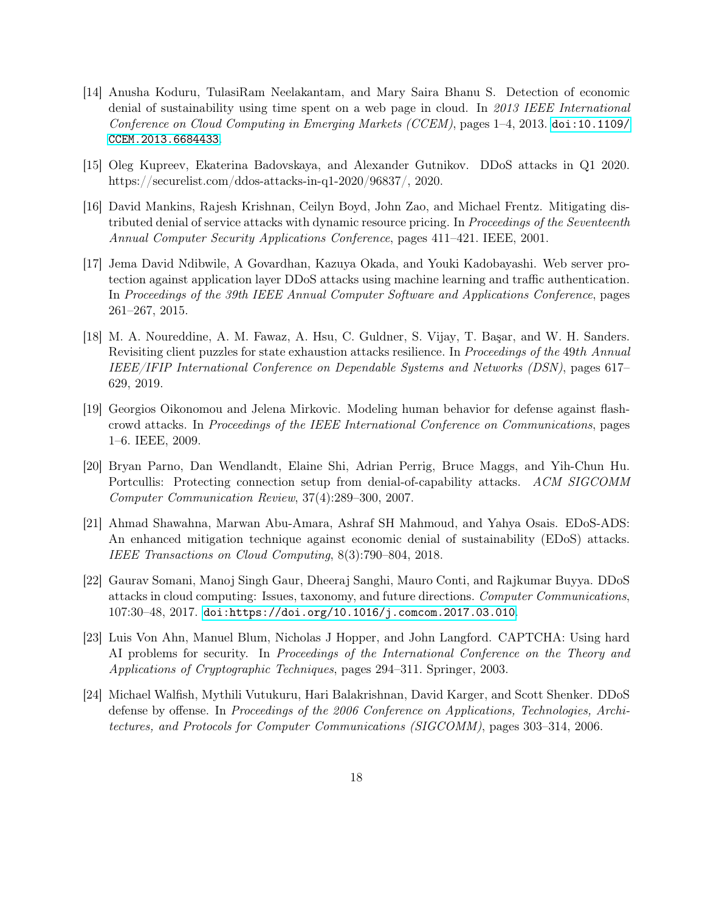[14] Anusha Koduru, TulasiRam Neelakantam, and Mary Saira Bhanu S. Detection of economic denial of sustainability using time spent on a web page in cloud. In *2013 IEEE International Conference on Cloud Computing in Emerging Markets (CCEM)*, pages 1–4, 2013. doi:10.1109/CCEM.2013.6684433.

[15] Oleg Kupreev, Ekaterina Badovskaya, and Alexander Gutnikov. DDoS attacks in Q1 2020. https://securelist.com/ddos-attacks-in-q1-2020/96837/, 2020.

[16] David Mankins, Rajesh Krishnan, Ceilyn Boyd, John Zao, and Michael Frentz. Mitigating distributed denial of service attacks with dynamic resource pricing. In *Proceedings of the Seventeenth Annual Computer Security Applications Conference*, pages 411–421. IEEE, 2001.

[17] Jema David Ndibwile, A Govardhan, Kazuya Okada, and Youki Kadobayashi. Web server protection against application layer DDoS attacks using machine learning and traffic authentication. In *Proceedings of the 39th IEEE Annual Computer Software and Applications Conference*, pages 261–267, 2015.

[18] M. A. Noureddine, A. M. Fawaz, A. Hsu, C. Guldner, S. Vijay, T. Başar, and W. H. Sanders. Revisiting client puzzles for state exhaustion attacks resilience. In *Proceedings of the 49th Annual IEEE/IFIP International Conference on Dependable Systems and Networks (DSN)*, pages 617–629, 2019.

[19] Georgios Oikonomou and Jelena Mirkovic. Modeling human behavior for defense against flash-crowd attacks. In *Proceedings of the IEEE International Conference on Communications*, pages 1–6. IEEE, 2009.

[20] Bryan Parno, Dan Wendlandt, Elaine Shi, Adrian Perrig, Bruce Maggs, and Yih-Chun Hu. Portcullis: Protecting connection setup from denial-of-capability attacks. *ACM SIGCOMM Computer Communication Review*, 37(4):289–300, 2007.

[21] Ahmad Shawahna, Marwan Abu-Amara, Ashraf SH Mahmoud, and Yahya Osais. EDoS-ADS: An enhanced mitigation technique against economic denial of sustainability (EDoS) attacks. *IEEE Transactions on Cloud Computing*, 8(3):790–804, 2018.

[22] Gaurav Somani, Manoj Singh Gaur, Dheeraj Sanghi, Mauro Conti, and Rajkumar Buyya. DDoS attacks in cloud computing: Issues, taxonomy, and future directions. *Computer Communications*, 107:30–48, 2017. doi:https://doi.org/10.1016/j.comcom.2017.03.010.

[23] Luis Von Ahn, Manuel Blum, Nicholas J Hopper, and John Langford. CAPTCHA: Using hard AI problems for security. In *Proceedings of the International Conference on the Theory and Applications of Cryptographic Techniques*, pages 294–311. Springer, 2003.

[24] Michael Walfish, Mythili Vutukuru, Hari Balakrishnan, David Karger, and Scott Shenker. DDoS defense by offense. In *Proceedings of the 2006 Conference on Applications, Technologies, Architectures, and Protocols for Computer Communications (SIGCOMM)*, pages 303–314, 2006.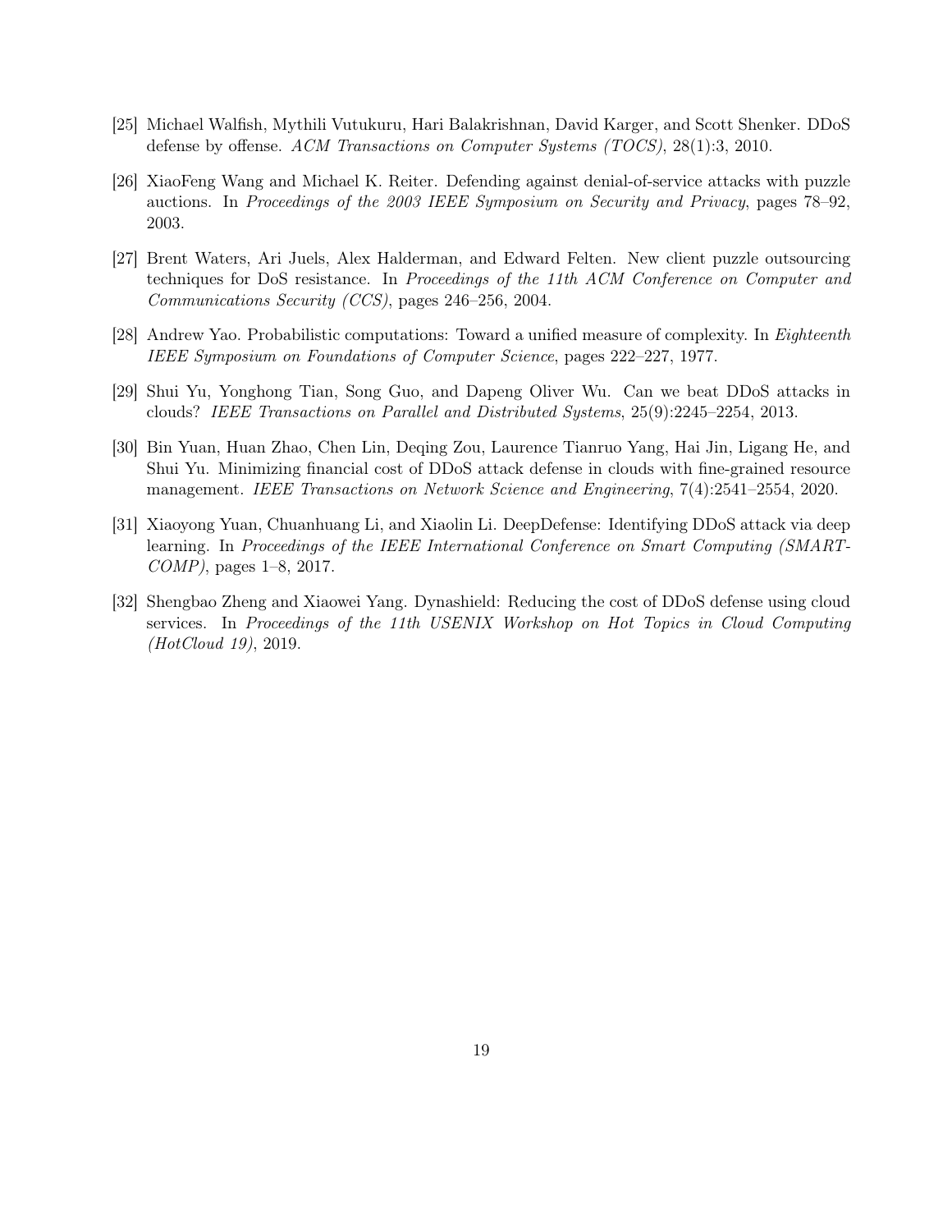[25] Michael Walfish, Mythili Vutukuru, Hari Balakrishnan, David Karger, and Scott Shenker. DDoS defense by offense. *ACM Transactions on Computer Systems (TOCS)*, 28(1):3, 2010.

[26] XiaoFeng Wang and Michael K. Reiter. Defending against denial-of-service attacks with puzzle auctions. In *Proceedings of the 2003 IEEE Symposium on Security and Privacy*, pages 78–92, 2003.

[27] Brent Waters, Ari Juels, Alex Halderman, and Edward Felten. New client puzzle outsourcing techniques for DoS resistance. In *Proceedings of the 11th ACM Conference on Computer and Communications Security (CCS)*, pages 246–256, 2004.

[28] Andrew Yao. Probabilistic computations: Toward a unified measure of complexity. In *Eighteenth IEEE Symposium on Foundations of Computer Science*, pages 222–227, 1977.

[29] Shui Yu, Yonghong Tian, Song Guo, and Dapeng Oliver Wu. Can we beat DDoS attacks in clouds? *IEEE Transactions on Parallel and Distributed Systems*, 25(9):2245–2254, 2013.

[30] Bin Yuan, Huan Zhao, Chen Lin, Deqing Zou, Laurence Tianruo Yang, Hai Jin, Ligang He, and Shui Yu. Minimizing financial cost of DDoS attack defense in clouds with fine-grained resource management. *IEEE Transactions on Network Science and Engineering*, 7(4):2541–2554, 2020.

[31] Xiaoyong Yuan, Chuanhuang Li, and Xiaolin Li. DeepDefense: Identifying DDoS attack via deep learning. In *Proceedings of the IEEE International Conference on Smart Computing (SMART-COMP)*, pages 1–8, 2017.

[32] Shengbao Zheng and Xiaowei Yang. Dynashield: Reducing the cost of DDoS defense using cloud services. In *Proceedings of the 11th USENIX Workshop on Hot Topics in Cloud Computing (HotCloud 19)*, 2019.